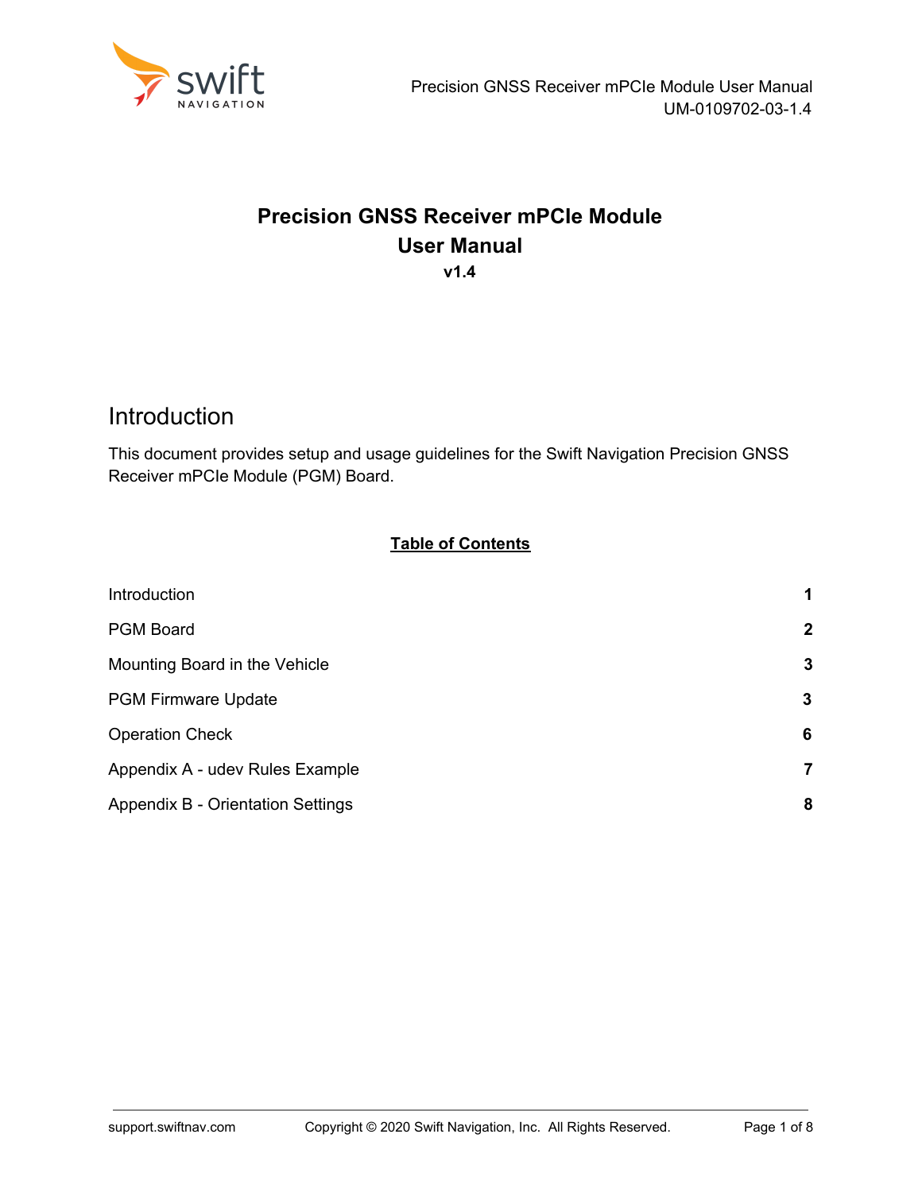# Precision GNSS Receiver mPCIe Module
# User Manual

**v1.4**

## Introduction

This document provides setup and usage guidelines for the Swift Navigation Precision GNSS Receiver mPCIe Module (PGM) Board.

**Table of Contents**

| | |
|---|---|
| Introduction | **1** |
| PGM Board | **2** |
| Mounting Board in the Vehicle | **3** |
| PGM Firmware Update | **3** |
| Operation Check | **6** |
| Appendix A - udev Rules Example | **7** |
| Appendix B - Orientation Settings | **8** |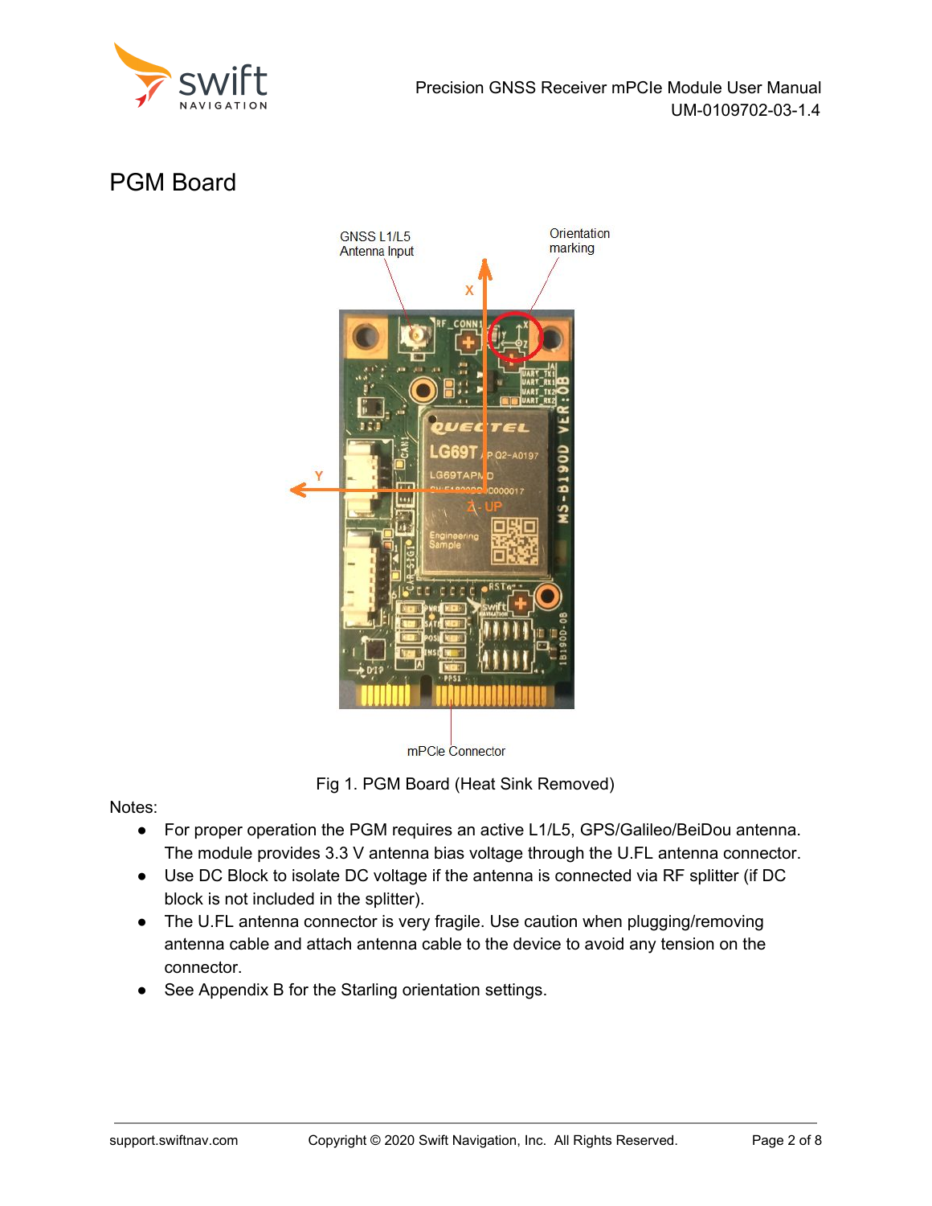# PGM Board

Fig 1. PGM Board (Heat Sink Removed)

Notes:

- For proper operation the PGM requires an active L1/L5, GPS/Galileo/BeiDou antenna. The module provides 3.3 V antenna bias voltage through the U.FL antenna connector.
- Use DC Block to isolate DC voltage if the antenna is connected via RF splitter (if DC block is not included in the splitter).
- The U.FL antenna connector is very fragile. Use caution when plugging/removing antenna cable and attach antenna cable to the device to avoid any tension on the connector.
- See Appendix B for the Starling orientation settings.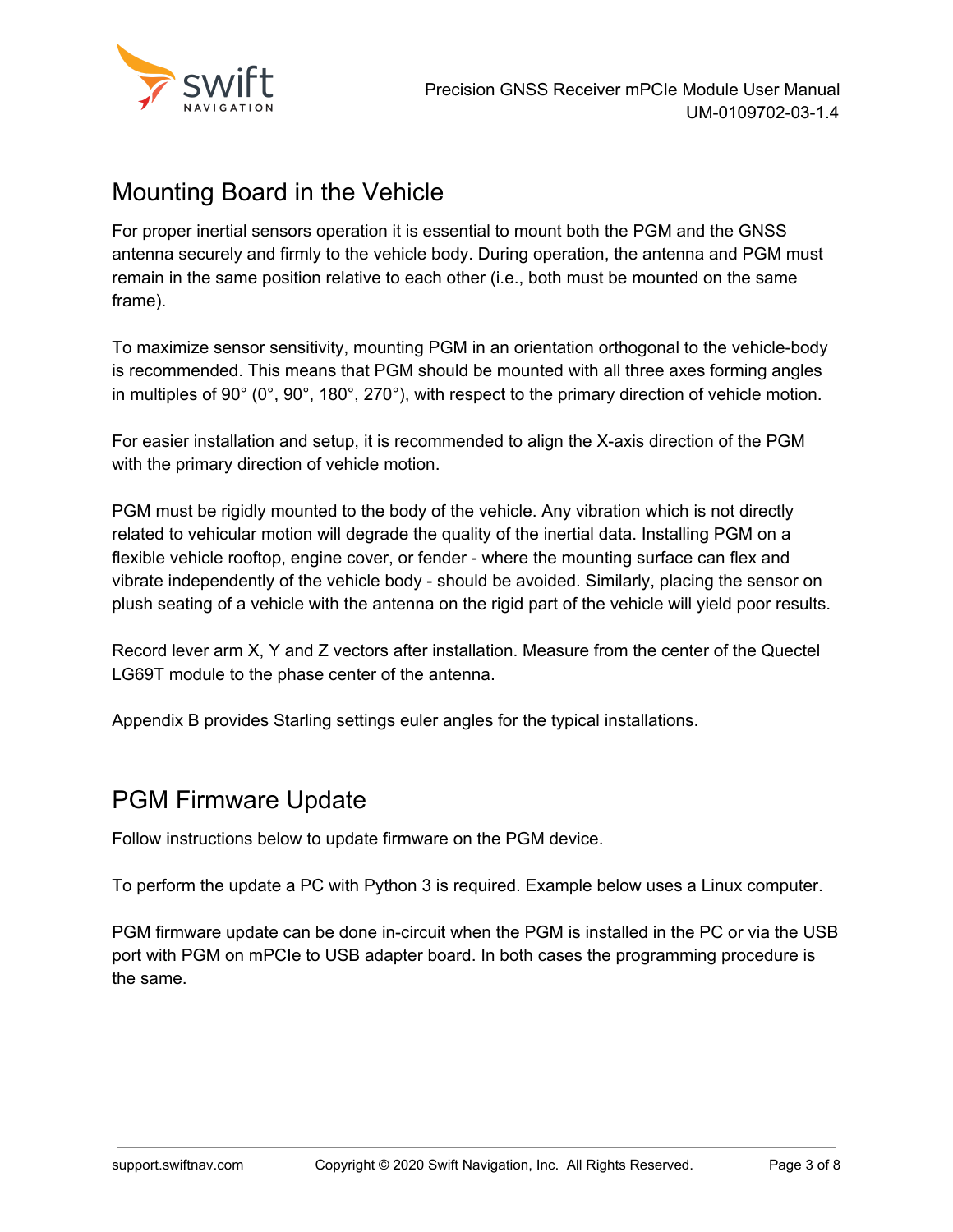## Mounting Board in the Vehicle

For proper inertial sensors operation it is essential to mount both the PGM and the GNSS antenna securely and firmly to the vehicle body. During operation, the antenna and PGM must remain in the same position relative to each other (i.e., both must be mounted on the same frame).

To maximize sensor sensitivity, mounting PGM in an orientation orthogonal to the vehicle-body is recommended. This means that PGM should be mounted with all three axes forming angles in multiples of 90° (0°, 90°, 180°, 270°), with respect to the primary direction of vehicle motion.

For easier installation and setup, it is recommended to align the X-axis direction of the PGM with the primary direction of vehicle motion.

PGM must be rigidly mounted to the body of the vehicle. Any vibration which is not directly related to vehicular motion will degrade the quality of the inertial data. Installing PGM on a flexible vehicle rooftop, engine cover, or fender - where the mounting surface can flex and vibrate independently of the vehicle body - should be avoided. Similarly, placing the sensor on plush seating of a vehicle with the antenna on the rigid part of the vehicle will yield poor results.

Record lever arm X, Y and Z vectors after installation. Measure from the center of the Quectel LG69T module to the phase center of the antenna.

Appendix B provides Starling settings euler angles for the typical installations.

## PGM Firmware Update

Follow instructions below to update firmware on the PGM device.

To perform the update a PC with Python 3 is required. Example below uses a Linux computer.

PGM firmware update can be done in-circuit when the PGM is installed in the PC or via the USB port with PGM on mPCIe to USB adapter board. In both cases the programming procedure is the same.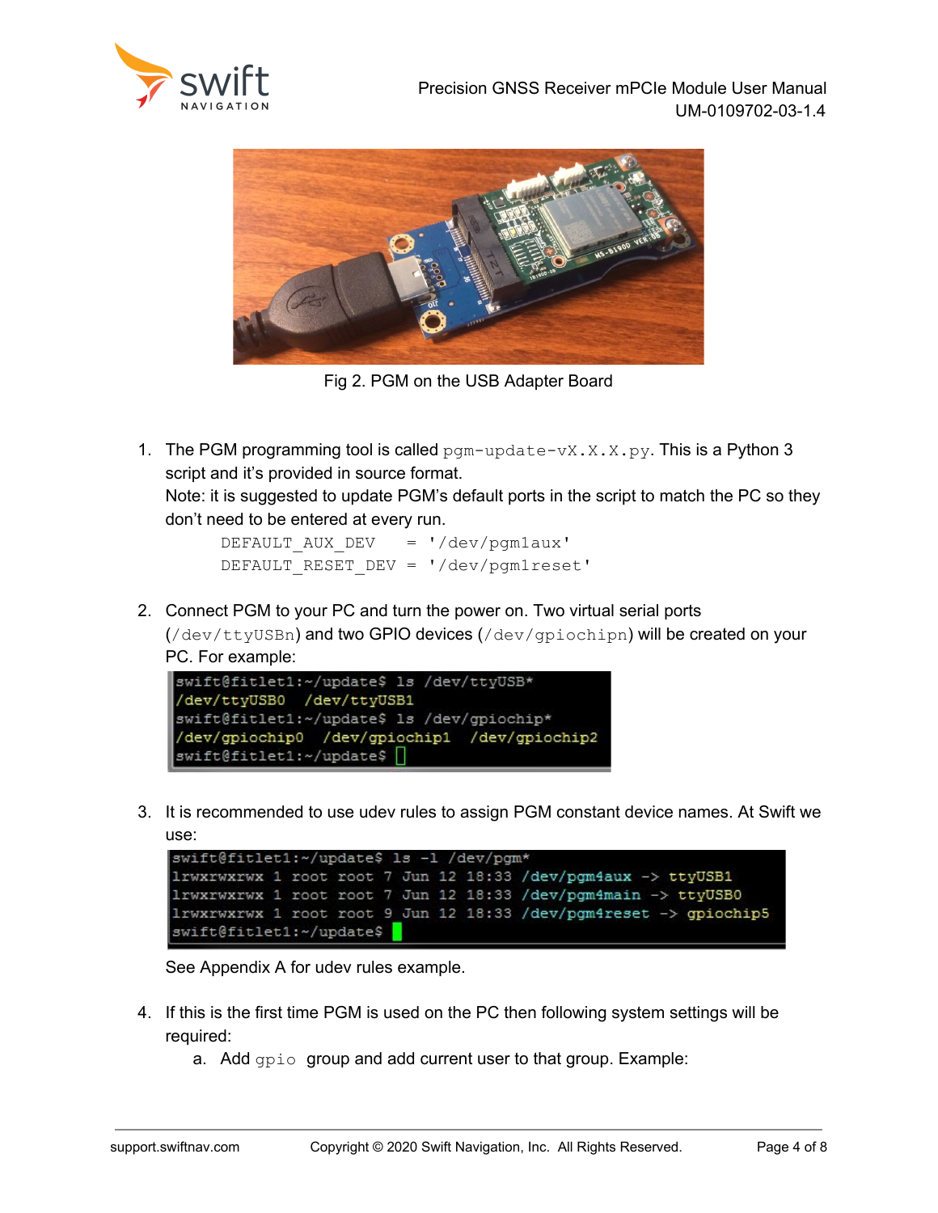Fig 2. PGM on the USB Adapter Board

1. The PGM programming tool is called `pgm-update-vX.X.X.py`. This is a Python 3 script and it's provided in source format.
   Note: it is suggested to update PGM's default ports in the script to match the PC so they don't need to be entered at every run.

   ```
   DEFAULT_AUX_DEV   = '/dev/pgm1aux'
   DEFAULT_RESET_DEV = '/dev/pgm1reset'
   ```

2. Connect PGM to your PC and turn the power on. Two virtual serial ports (`/dev/ttyUSBn`) and two GPIO devices (`/dev/gpiochipn`) will be created on your PC. For example:

   ```
   swift@fitlet1:~/update$ ls /dev/ttyUSB*
   /dev/ttyUSB0  /dev/ttyUSB1
   swift@fitlet1:~/update$ ls /dev/gpiochip*
   /dev/gpiochip0  /dev/gpiochip1  /dev/gpiochip2
   swift@fitlet1:~/update$
   ```

3. It is recommended to use udev rules to assign PGM constant device names. At Swift we use:

   ```
   swift@fitlet1:~/update$ ls -l /dev/pgm*
   lrwxrwxrwx 1 root root 7 Jun 12 18:33 /dev/pgm4aux -> ttyUSB1
   lrwxrwxrwx 1 root root 7 Jun 12 18:33 /dev/pgm4main -> ttyUSB0
   lrwxrwxrwx 1 root root 9 Jun 12 18:33 /dev/pgm4reset -> gpiochip5
   swift@fitlet1:~/update$
   ```

   See Appendix A for udev rules example.

4. If this is the first time PGM is used on the PC then following system settings will be required:
   a. Add `gpio` group and add current user to that group. Example: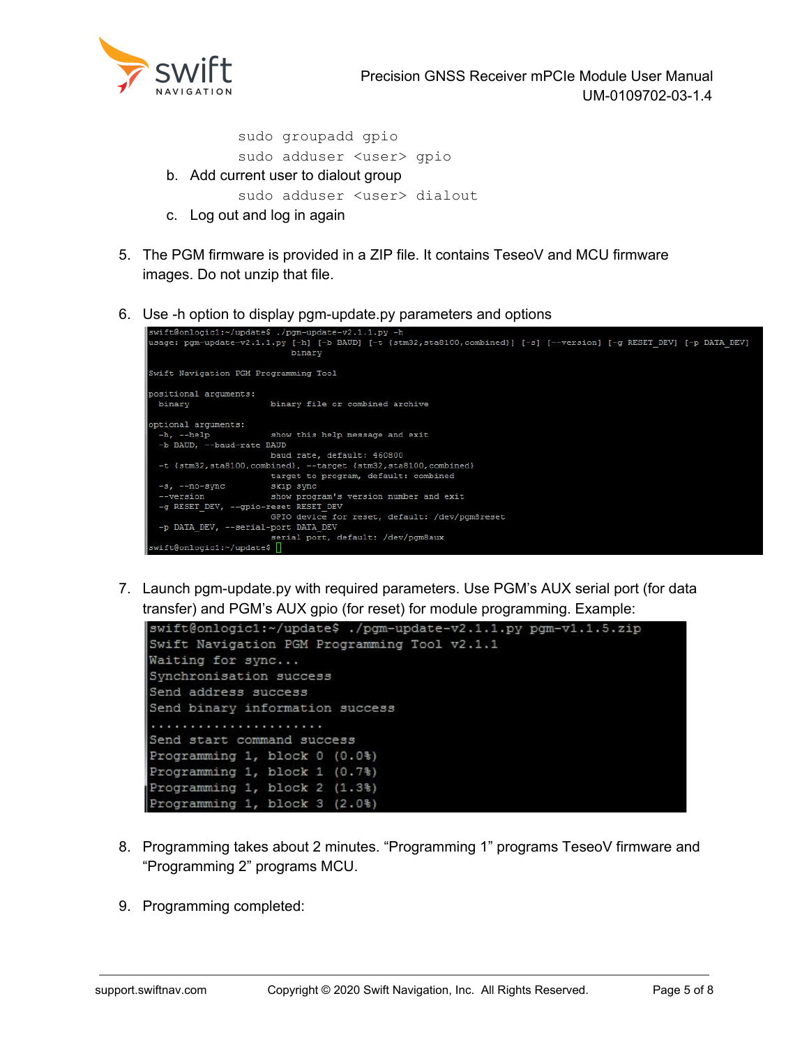```
sudo groupadd gpio
sudo adduser <user> gpio
```

b. Add current user to dialout group

```
sudo adduser <user> dialout
```

c. Log out and log in again

5. The PGM firmware is provided in a ZIP file. It contains TeseoV and MCU firmware images. Do not unzip that file.

6. Use -h option to display pgm-update.py parameters and options

```
swift@onlogic1:~/update$ ./pgm-update-v2.1.1.py -h
usage: pgm-update-v2.1.1.py [-h] [-b BAUD] [-t {stm32,sta8100,combined}] [-s] [--version] [-g RESET_DEV] [-p DATA_DEV]
                            binary

Swift Navigation PGM Programming Tool

positional arguments:
  binary                binary file or combined archive

optional arguments:
  -h, --help            show this help message and exit
  -b BAUD, --baud-rate BAUD
                        baud rate, default: 460800
  -t {stm32,sta8100,combined}, --target {stm32,sta8100,combined}
                        target to program, default: combined
  -s, --no-sync         skip sync
  --version             show program's version number and exit
  -g RESET_DEV, --gpio-reset RESET_DEV
                        GPIO device for reset, default: /dev/pgm8reset
  -p DATA_DEV, --serial-port DATA_DEV
                        serial port, default: /dev/pgm8aux
swift@onlogic1:~/update$
```

7. Launch pgm-update.py with required parameters. Use PGM's AUX serial port (for data transfer) and PGM's AUX gpio (for reset) for module programming. Example:

```
swift@onlogic1:~/update$ ./pgm-update-v2.1.1.py pgm-v1.1.5.zip
Swift Navigation PGM Programming Tool v2.1.1
Waiting for sync...
Synchronisation success
Send address success
Send binary information success
......................
Send start command success
Programming 1, block 0 (0.0%)
Programming 1, block 1 (0.7%)
Programming 1, block 2 (1.3%)
Programming 1, block 3 (2.0%)
```

8. Programming takes about 2 minutes. "Programming 1" programs TeseoV firmware and "Programming 2" programs MCU.

9. Programming completed: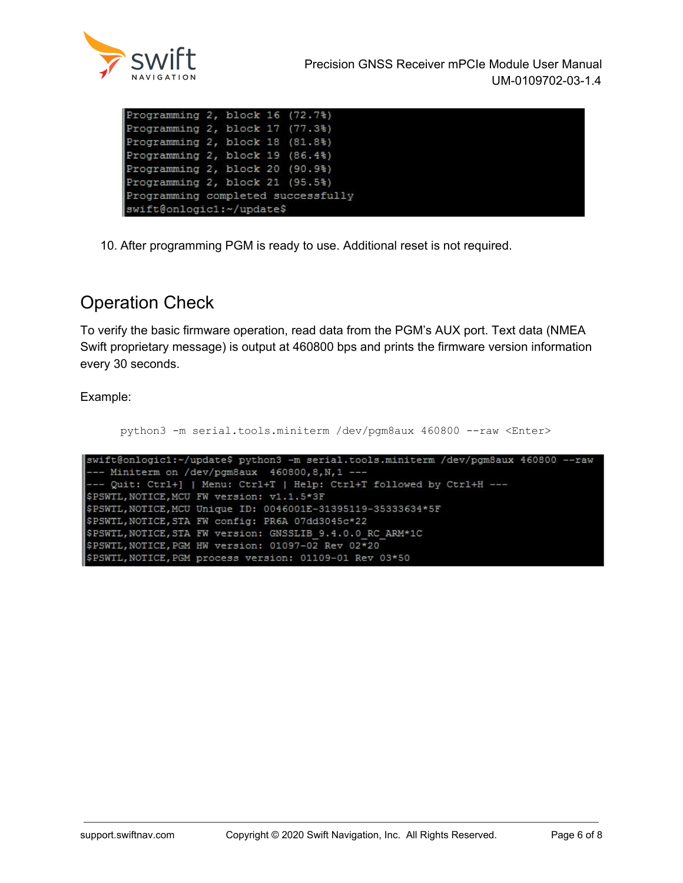```
Programming 2, block 16 (72.7%)
Programming 2, block 17 (77.3%)
Programming 2, block 18 (81.8%)
Programming 2, block 19 (86.4%)
Programming 2, block 20 (90.9%)
Programming 2, block 21 (95.5%)
Programming completed successfully
swift@onlogic1:~/update$
```

10. After programming PGM is ready to use. Additional reset is not required.

## Operation Check

To verify the basic firmware operation, read data from the PGM's AUX port. Text data (NMEA Swift proprietary message) is output at 460800 bps and prints the firmware version information every 30 seconds.

Example:

```
python3 -m serial.tools.miniterm /dev/pgm8aux 460800 --raw <Enter>
```

```
swift@onlogic1:~/update$ python3 -m serial.tools.miniterm /dev/pgm8aux 460800 --raw
--- Miniterm on /dev/pgm8aux  460800,8,N,1 ---
--- Quit: Ctrl+] | Menu: Ctrl+T | Help: Ctrl+T followed by Ctrl+H ---
$PSWTL,NOTICE,MCU FW version: v1.1.5*3F
$PSWTL,NOTICE,MCU Unique ID: 0046001E-31395119-35333634*5F
$PSWTL,NOTICE,STA FW config: PR6A 07dd3045c*22
$PSWTL,NOTICE,STA FW version: GNSSLIB_9.4.0.0_RC_ARM*1C
$PSWTL,NOTICE,PGM HW version: 01097-02 Rev 02*20
$PSWTL,NOTICE,PGM process version: 01109-01 Rev 03*50
```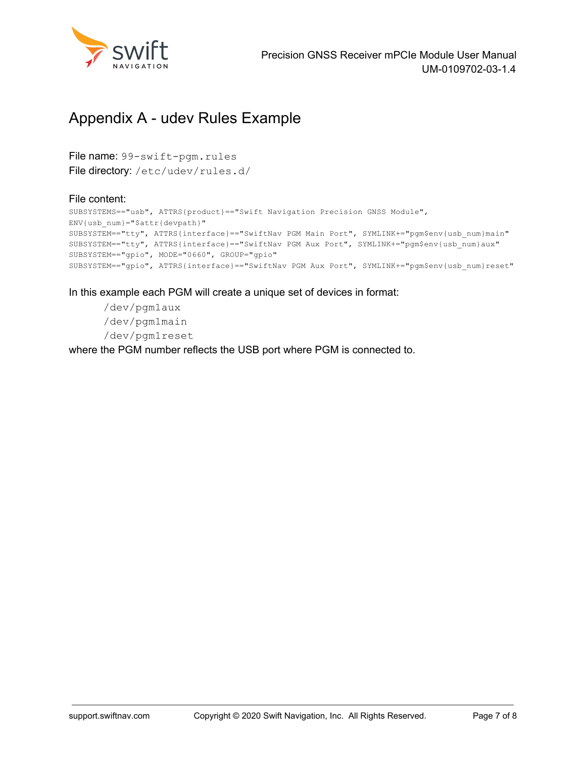# Appendix A - udev Rules Example

File name: `99-swift-pgm.rules`
File directory: `/etc/udev/rules.d/`

File content:

```
SUBSYSTEMS=="usb", ATTRS{product}=="Swift Navigation Precision GNSS Module",
ENV{usb_num}="$attr{devpath}"
SUBSYSTEM=="tty", ATTRS{interface}=="SwiftNav PGM Main Port", SYMLINK+="pgm$env{usb_num}main"
SUBSYSTEM=="tty", ATTRS{interface}=="SwiftNav PGM Aux Port", SYMLINK+="pgm$env{usb_num}aux"
SUBSYSTEM=="gpio", MODE="0660", GROUP="gpio"
SUBSYSTEM=="gpio", ATTRS{interface}=="SwiftNav PGM Aux Port", SYMLINK+="pgm$env{usb_num}reset"
```

In this example each PGM will create a unique set of devices in format:

```
/dev/pgm1aux
/dev/pgm1main
/dev/pgm1reset
```

where the PGM number reflects the USB port where PGM is connected to.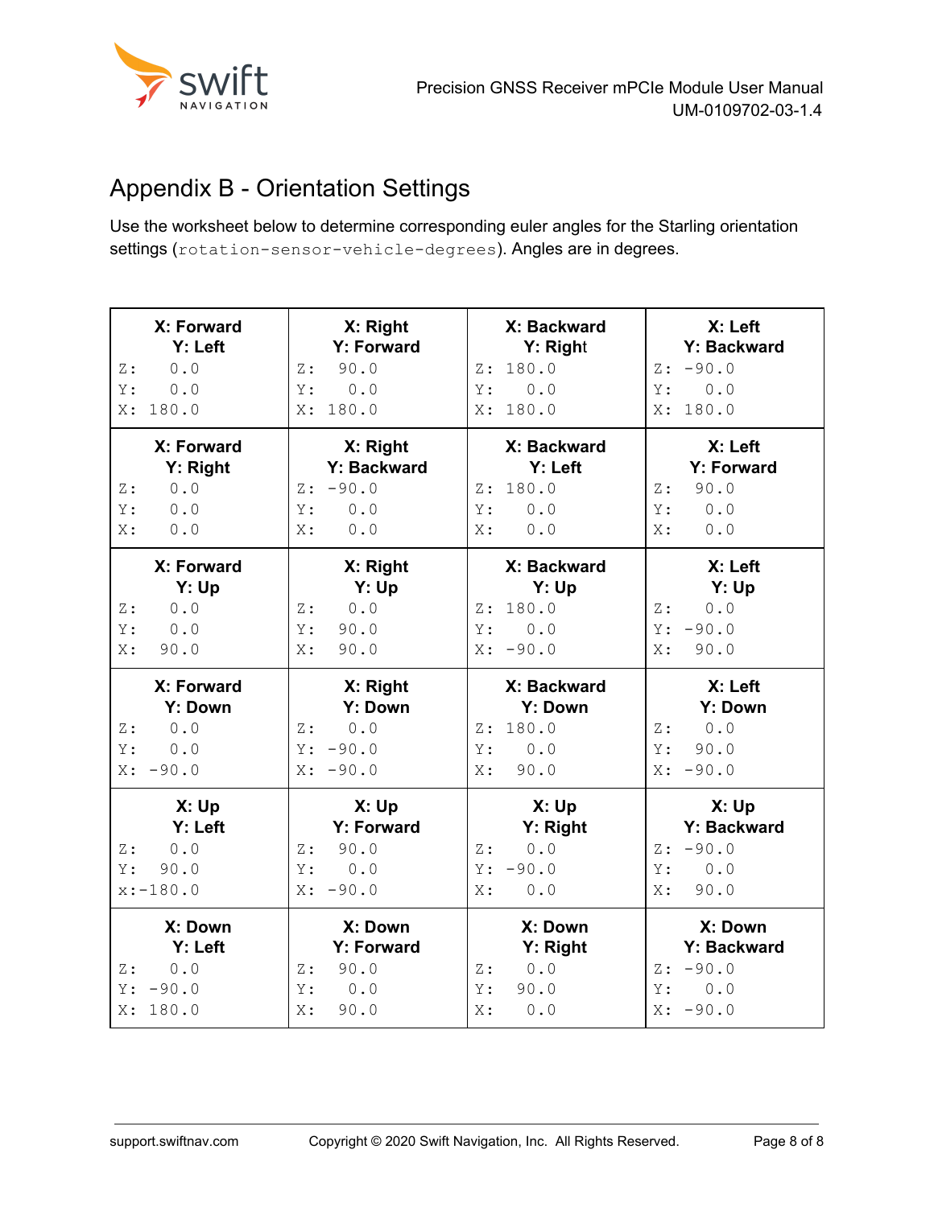## Appendix B - Orientation Settings

Use the worksheet below to determine corresponding euler angles for the Starling orientation settings (`rotation-sensor-vehicle-degrees`). Angles are in degrees.

| | | | |
|---|---|---|---|
| **X: Forward**<br>**Y: Left**<br>`Z: 0.0`<br>`Y: 0.0`<br>`X: 180.0` | **X: Right**<br>**Y: Forward**<br>`Z: 90.0`<br>`Y: 0.0`<br>`X: 180.0` | **X: Backward**<br>**Y: Right**<br>`Z: 180.0`<br>`Y: 0.0`<br>`X: 180.0` | **X: Left**<br>**Y: Backward**<br>`Z: -90.0`<br>`Y: 0.0`<br>`X: 180.0` |
| **X: Forward**<br>**Y: Right**<br>`Z: 0.0`<br>`Y: 0.0`<br>`X: 0.0` | **X: Right**<br>**Y: Backward**<br>`Z: -90.0`<br>`Y: 0.0`<br>`X: 0.0` | **X: Backward**<br>**Y: Left**<br>`Z: 180.0`<br>`Y: 0.0`<br>`X: 0.0` | **X: Left**<br>**Y: Forward**<br>`Z: 90.0`<br>`Y: 0.0`<br>`X: 0.0` |
| **X: Forward**<br>**Y: Up**<br>`Z: 0.0`<br>`Y: 0.0`<br>`X: 90.0` | **X: Right**<br>**Y: Up**<br>`Z: 0.0`<br>`Y: 90.0`<br>`X: 90.0` | **X: Backward**<br>**Y: Up**<br>`Z: 180.0`<br>`Y: 0.0`<br>`X: -90.0` | **X: Left**<br>**Y: Up**<br>`Z: 0.0`<br>`Y: -90.0`<br>`X: 90.0` |
| **X: Forward**<br>**Y: Down**<br>`Z: 0.0`<br>`Y: 0.0`<br>`X: -90.0` | **X: Right**<br>**Y: Down**<br>`Z: 0.0`<br>`Y: -90.0`<br>`X: -90.0` | **X: Backward**<br>**Y: Down**<br>`Z: 180.0`<br>`Y: 0.0`<br>`X: 90.0` | **X: Left**<br>**Y: Down**<br>`Z: 0.0`<br>`Y: 90.0`<br>`X: -90.0` |
| **X: Up**<br>**Y: Left**<br>`Z: 0.0`<br>`Y: 90.0`<br>`x:-180.0` | **X: Up**<br>**Y: Forward**<br>`Z: 90.0`<br>`Y: 0.0`<br>`X: -90.0` | **X: Up**<br>**Y: Right**<br>`Z: 0.0`<br>`Y: -90.0`<br>`X: 0.0` | **X: Up**<br>**Y: Backward**<br>`Z: -90.0`<br>`Y: 0.0`<br>`X: 90.0` |
| **X: Down**<br>**Y: Left**<br>`Z: 0.0`<br>`Y: -90.0`<br>`X: 180.0` | **X: Down**<br>**Y: Forward**<br>`Z: 90.0`<br>`Y: 0.0`<br>`X: 90.0` | **X: Down**<br>**Y: Right**<br>`Z: 0.0`<br>`Y: 90.0`<br>`X: 0.0` | **X: Down**<br>**Y: Backward**<br>`Z: -90.0`<br>`Y: 0.0`<br>`X: -90.0` |